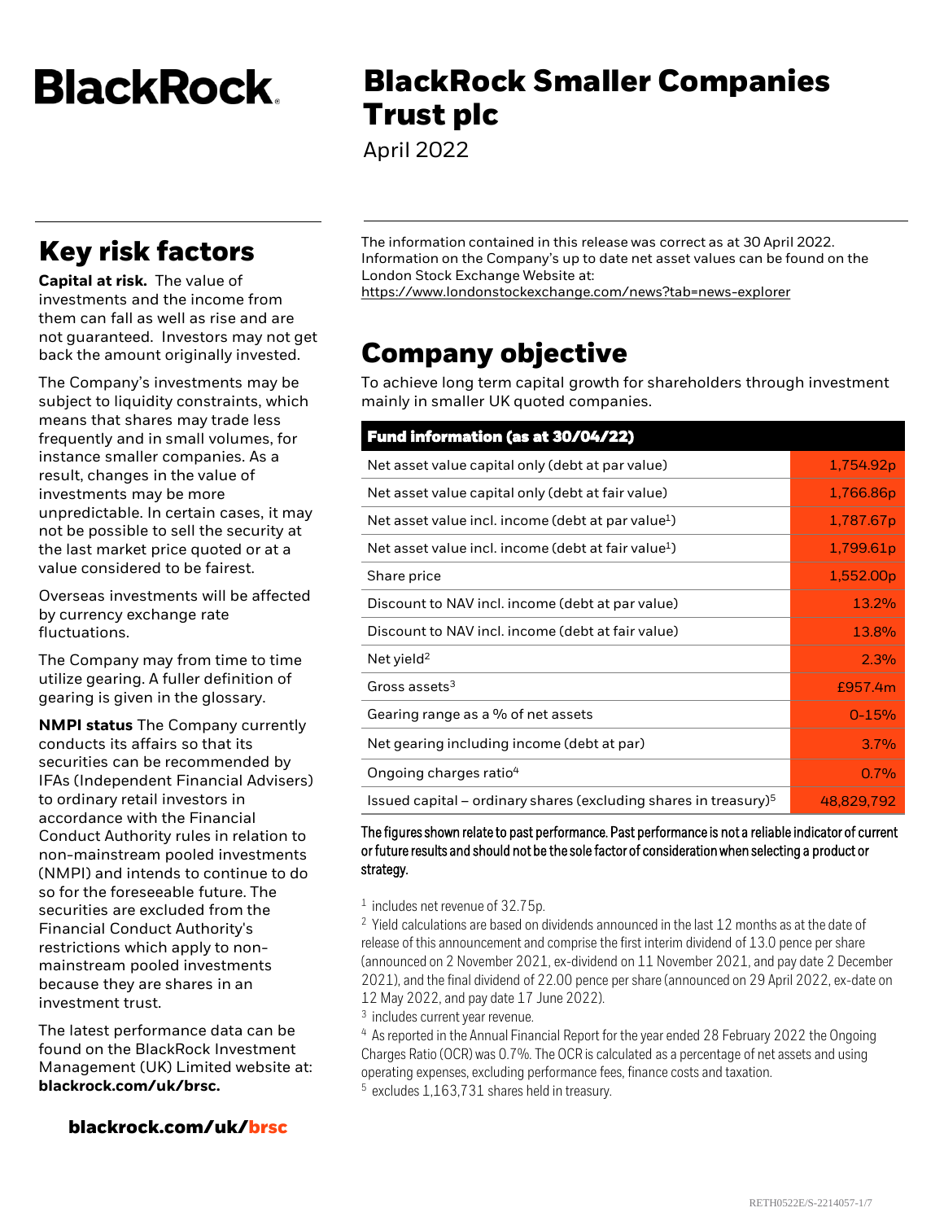BlackRock.

# BlackRock Smaller Companies Trust plc

April 2022

## Key risk factors

**Capital at risk.** The value of investments and the income from them can fall as well as rise and are not guaranteed. Investors may not get back the amount originally invested.

The Company's investments may be subject to liquidity constraints, which means that shares may trade less frequently and in small volumes, for instance smaller companies. As a result, changes in the value of investments may be more unpredictable. In certain cases, it may not be possible to sell the security at the last market price quoted or at a value considered to be fairest.

Overseas investments will be affected by currency exchange rate fluctuations.

The Company may from time to time utilize gearing. A fuller definition of gearing is given in the glossary.

**NMPI status** The Company currently conducts its affairs so that its securities can be recommended by IFAs (Independent Financial Advisers) to ordinary retail investors in accordance with the Financial Conduct Authority rules in relation to non-mainstream pooled investments (NMPI) and intends to continue to do so for the foreseeable future. The securities are excluded from the Financial Conduct Authority's restrictions which apply to non-mainstream pooled investments because they are shares in an investment trust.

The latest performance data can be found on the BlackRock Investment Management (UK) Limited website at: **blackrock.com/uk/brsc.**

**blackrock.com/uk/brsc**

The information contained in this release was correct as at 30 April 2022. Information on the Company's up to date net asset values can be found on the London Stock Exchange Website at:
https://www.londonstockexchange.com/news?tab=news-explorer

## Company objective

To achieve long term capital growth for shareholders through investment mainly in smaller UK quoted companies.

| Fund information (as at 30/04/22) | |
|---|---|
| Net asset value capital only (debt at par value) | 1,754.92p |
| Net asset value capital only (debt at fair value) | 1,766.86p |
| Net asset value incl. income (debt at par value[1]) | 1,787.67p |
| Net asset value incl. income (debt at fair value[1]) | 1,799.61p |
| Share price | 1,552.00p |
| Discount to NAV incl. income (debt at par value) | 13.2% |
| Discount to NAV incl. income (debt at fair value) | 13.8% |
| Net yield[2] | 2.3% |
| Gross assets[3] | £957.4m |
| Gearing range as a % of net assets | 0-15% |
| Net gearing including income (debt at par) | 3.7% |
| Ongoing charges ratio[4] | 0.7% |
| Issued capital – ordinary shares (excluding shares in treasury)[5] | 48,829,792 |

The figures shown relate to past performance. Past performance is not a reliable indicator of current or future results and should not be the sole factor of consideration when selecting a product or strategy.

[1] includes net revenue of 32.75p.

[2] Yield calculations are based on dividends announced in the last 12 months as at the date of release of this announcement and comprise the first interim dividend of 13.0 pence per share (announced on 2 November 2021, ex-dividend on 11 November 2021, and pay date 2 December 2021), and the final dividend of 22.00 pence per share (announced on 29 April 2022, ex-date on 12 May 2022, and pay date 17 June 2022).

[3] includes current year revenue.

[4] As reported in the Annual Financial Report for the year ended 28 February 2022 the Ongoing Charges Ratio (OCR) was 0.7%. The OCR is calculated as a percentage of net assets and using operating expenses, excluding performance fees, finance costs and taxation.

[5] excludes 1,163,731 shares held in treasury.

RETH0522E/S-2214057-1/7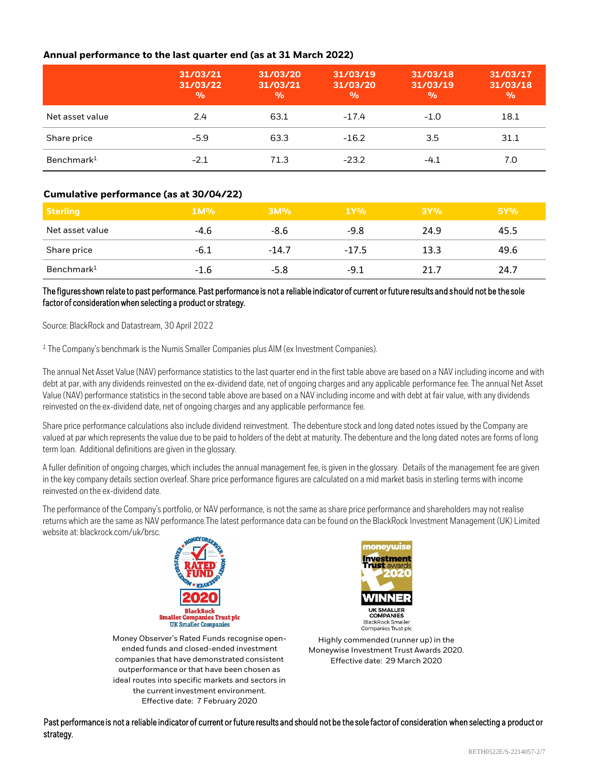### Annual performance to the last quarter end (as at 31 March 2022)

| | 31/03/21<br>31/03/22<br>% | 31/03/20<br>31/03/21<br>% | 31/03/19<br>31/03/20<br>% | 31/03/18<br>31/03/19<br>% | 31/03/17<br>31/03/18<br>% |
|---|---|---|---|---|---|
| Net asset value | 2.4 | 63.1 | -17.4 | -1.0 | 18.1 |
| Share price | -5.9 | 63.3 | -16.2 | 3.5 | 31.1 |
| Benchmark[1] | -2.1 | 71.3 | -23.2 | -4.1 | 7.0 |

### Cumulative performance (as at 30/04/22)

| Sterling | 1M% | 3M% | 1Y% | 3Y% | 5Y% |
|---|---|---|---|---|---|
| Net asset value | -4.6 | -8.6 | -9.8 | 24.9 | 45.5 |
| Share price | -6.1 | -14.7 | -17.5 | 13.3 | 49.6 |
| Benchmark[1] | -1.6 | -5.8 | -9.1 | 21.7 | 24.7 |

**The figures shown relate to past performance. Past performance is not a reliable indicator of current or future results and should not be the sole factor of consideration when selecting a product or strategy.**

Source: BlackRock and Datastream, 30 April 2022

[1] The Company's benchmark is the Numis Smaller Companies plus AIM (ex Investment Companies).

The annual Net Asset Value (NAV) performance statistics to the last quarter end in the first table above are based on a NAV including income and with debt at par, with any dividends reinvested on the ex-dividend date, net of ongoing charges and any applicable performance fee. The annual Net Asset Value (NAV) performance statistics in the second table above are based on a NAV including income and with debt at fair value, with any dividends reinvested on the ex-dividend date, net of ongoing charges and any applicable performance fee.

Share price performance calculations also include dividend reinvestment. The debenture stock and long dated notes issued by the Company are valued at par which represents the value due to be paid to holders of the debt at maturity. The debenture and the long dated notes are forms of long term loan. Additional definitions are given in the glossary.

A fuller definition of ongoing charges, which includes the annual management fee, is given in the glossary. Details of the management fee are given in the key company details section overleaf. Share price performance figures are calculated on a mid market basis in sterling terms with income reinvested on the ex-dividend date.

The performance of the Company's portfolio, or NAV performance, is not the same as share price performance and shareholders may not realise returns which are the same as NAV performance.The latest performance data can be found on the BlackRock Investment Management (UK) Limited website at: blackrock.com/uk/brsc.

Money Observer's Rated Funds recognise open-ended funds and closed-ended investment companies that have demonstrated consistent outperformance or that have been chosen as ideal routes into specific markets and sectors in the current investment environment.
Effective date: 7 February 2020

Highly commended (runner up) in the Moneywise Investment Trust Awards 2020.
Effective date: 29 March 2020

**Past performance is not a reliable indicator of current or future results and should not be the sole factor of consideration when selecting a product or strategy.**

RETH0522E/S-2214057-2/7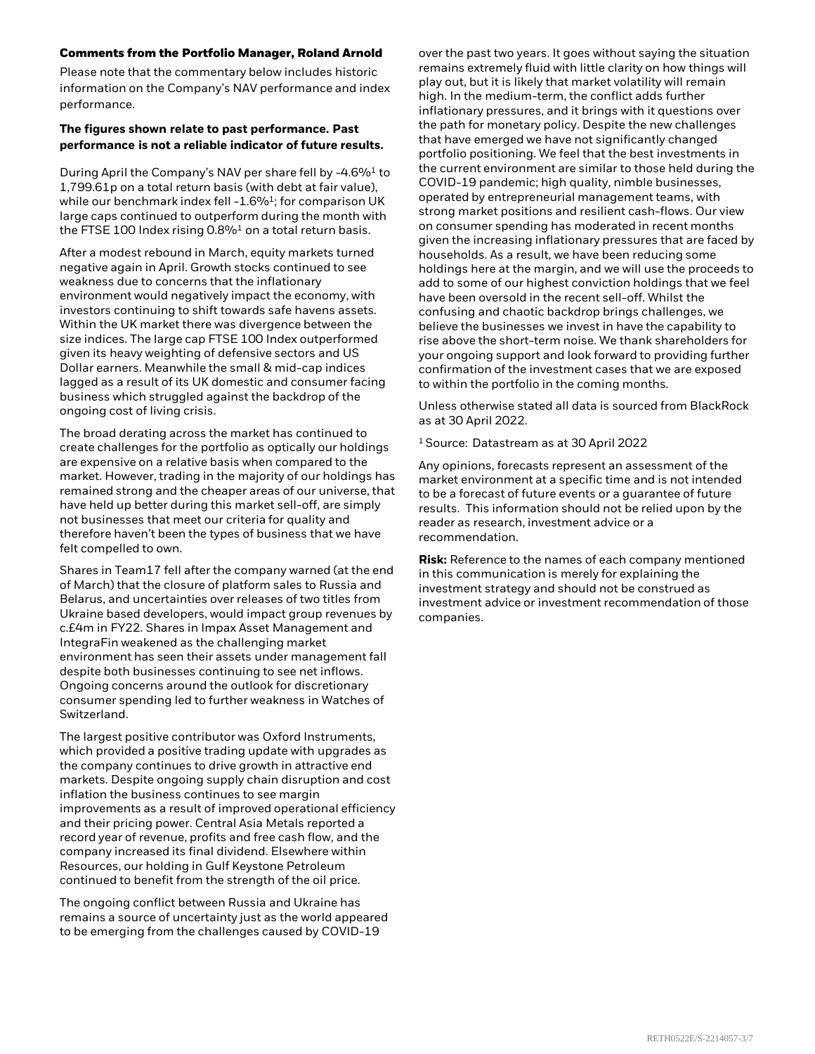## Comments from the Portfolio Manager, Roland Arnold

Please note that the commentary below includes historic information on the Company's NAV performance and index performance.

**The figures shown relate to past performance. Past performance is not a reliable indicator of future results.**

During April the Company's NAV per share fell by -4.6%[1] to 1,799.61p on a total return basis (with debt at fair value), while our benchmark index fell -1.6%[1]; for comparison UK large caps continued to outperform during the month with the FTSE 100 Index rising 0.8%[1] on a total return basis.

After a modest rebound in March, equity markets turned negative again in April. Growth stocks continued to see weakness due to concerns that the inflationary environment would negatively impact the economy, with investors continuing to shift towards safe havens assets. Within the UK market there was divergence between the size indices. The large cap FTSE 100 Index outperformed given its heavy weighting of defensive sectors and US Dollar earners. Meanwhile the small & mid-cap indices lagged as a result of its UK domestic and consumer facing business which struggled against the backdrop of the ongoing cost of living crisis.

The broad derating across the market has continued to create challenges for the portfolio as optically our holdings are expensive on a relative basis when compared to the market. However, trading in the majority of our holdings has remained strong and the cheaper areas of our universe, that have held up better during this market sell-off, are simply not businesses that meet our criteria for quality and therefore haven't been the types of business that we have felt compelled to own.

Shares in Team17 fell after the company warned (at the end of March) that the closure of platform sales to Russia and Belarus, and uncertainties over releases of two titles from Ukraine based developers, would impact group revenues by c.£4m in FY22. Shares in Impax Asset Management and IntegraFin weakened as the challenging market environment has seen their assets under management fall despite both businesses continuing to see net inflows. Ongoing concerns around the outlook for discretionary consumer spending led to further weakness in Watches of Switzerland.

The largest positive contributor was Oxford Instruments, which provided a positive trading update with upgrades as the company continues to drive growth in attractive end markets. Despite ongoing supply chain disruption and cost inflation the business continues to see margin improvements as a result of improved operational efficiency and their pricing power. Central Asia Metals reported a record year of revenue, profits and free cash flow, and the company increased its final dividend. Elsewhere within Resources, our holding in Gulf Keystone Petroleum continued to benefit from the strength of the oil price.

The ongoing conflict between Russia and Ukraine has remains a source of uncertainty just as the world appeared to be emerging from the challenges caused by COVID-19 over the past two years. It goes without saying the situation remains extremely fluid with little clarity on how things will play out, but it is likely that market volatility will remain high. In the medium-term, the conflict adds further inflationary pressures, and it brings with it questions over the path for monetary policy. Despite the new challenges that have emerged we have not significantly changed portfolio positioning. We feel that the best investments in the current environment are similar to those held during the COVID-19 pandemic; high quality, nimble businesses, operated by entrepreneurial management teams, with strong market positions and resilient cash-flows. Our view on consumer spending has moderated in recent months given the increasing inflationary pressures that are faced by households. As a result, we have been reducing some holdings here at the margin, and we will use the proceeds to add to some of our highest conviction holdings that we feel have been oversold in the recent sell-off. Whilst the confusing and chaotic backdrop brings challenges, we believe the businesses we invest in have the capability to rise above the short-term noise. We thank shareholders for your ongoing support and look forward to providing further confirmation of the investment cases that we are exposed to within the portfolio in the coming months.

Unless otherwise stated all data is sourced from BlackRock as at 30 April 2022.

[1] Source: Datastream as at 30 April 2022

Any opinions, forecasts represent an assessment of the market environment at a specific time and is not intended to be a forecast of future events or a guarantee of future results. This information should not be relied upon by the reader as research, investment advice or a recommendation.

**Risk:** Reference to the names of each company mentioned in this communication is merely for explaining the investment strategy and should not be construed as investment advice or investment recommendation of those companies.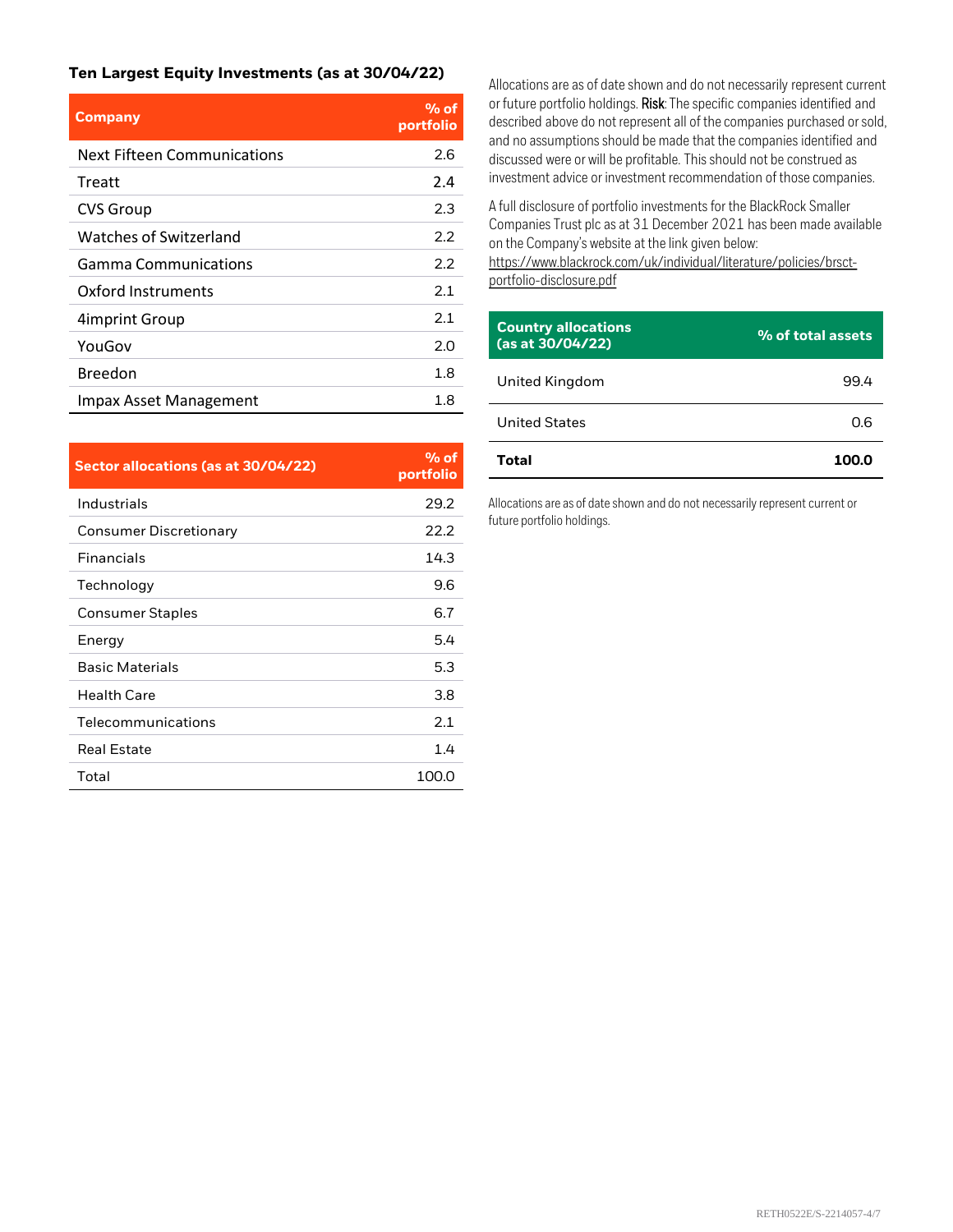## Ten Largest Equity Investments (as at 30/04/22)

| Company | % of portfolio |
|---|---|
| Next Fifteen Communications | 2.6 |
| Treatt | 2.4 |
| CVS Group | 2.3 |
| Watches of Switzerland | 2.2 |
| Gamma Communications | 2.2 |
| Oxford Instruments | 2.1 |
| 4imprint Group | 2.1 |
| YouGov | 2.0 |
| Breedon | 1.8 |
| Impax Asset Management | 1.8 |

| Sector allocations (as at 30/04/22) | % of portfolio |
|---|---|
| Industrials | 29.2 |
| Consumer Discretionary | 22.2 |
| Financials | 14.3 |
| Technology | 9.6 |
| Consumer Staples | 6.7 |
| Energy | 5.4 |
| Basic Materials | 5.3 |
| Health Care | 3.8 |
| Telecommunications | 2.1 |
| Real Estate | 1.4 |
| Total | 100.0 |

Allocations are as of date shown and do not necessarily represent current or future portfolio holdings. **Risk**: The specific companies identified and described above do not represent all of the companies purchased or sold, and no assumptions should be made that the companies identified and discussed were or will be profitable. This should not be construed as investment advice or investment recommendation of those companies.

A full disclosure of portfolio investments for the BlackRock Smaller Companies Trust plc as at 31 December 2021 has been made available on the Company's website at the link given below:
https://www.blackrock.com/uk/individual/literature/policies/brsct-portfolio-disclosure.pdf

| Country allocations (as at 30/04/22) | % of total assets |
|---|---|
| United Kingdom | 99.4 |
| United States | 0.6 |
| **Total** | **100.0** |

Allocations are as of date shown and do not necessarily represent current or future portfolio holdings.

RETH0522E/S-2214057-4/7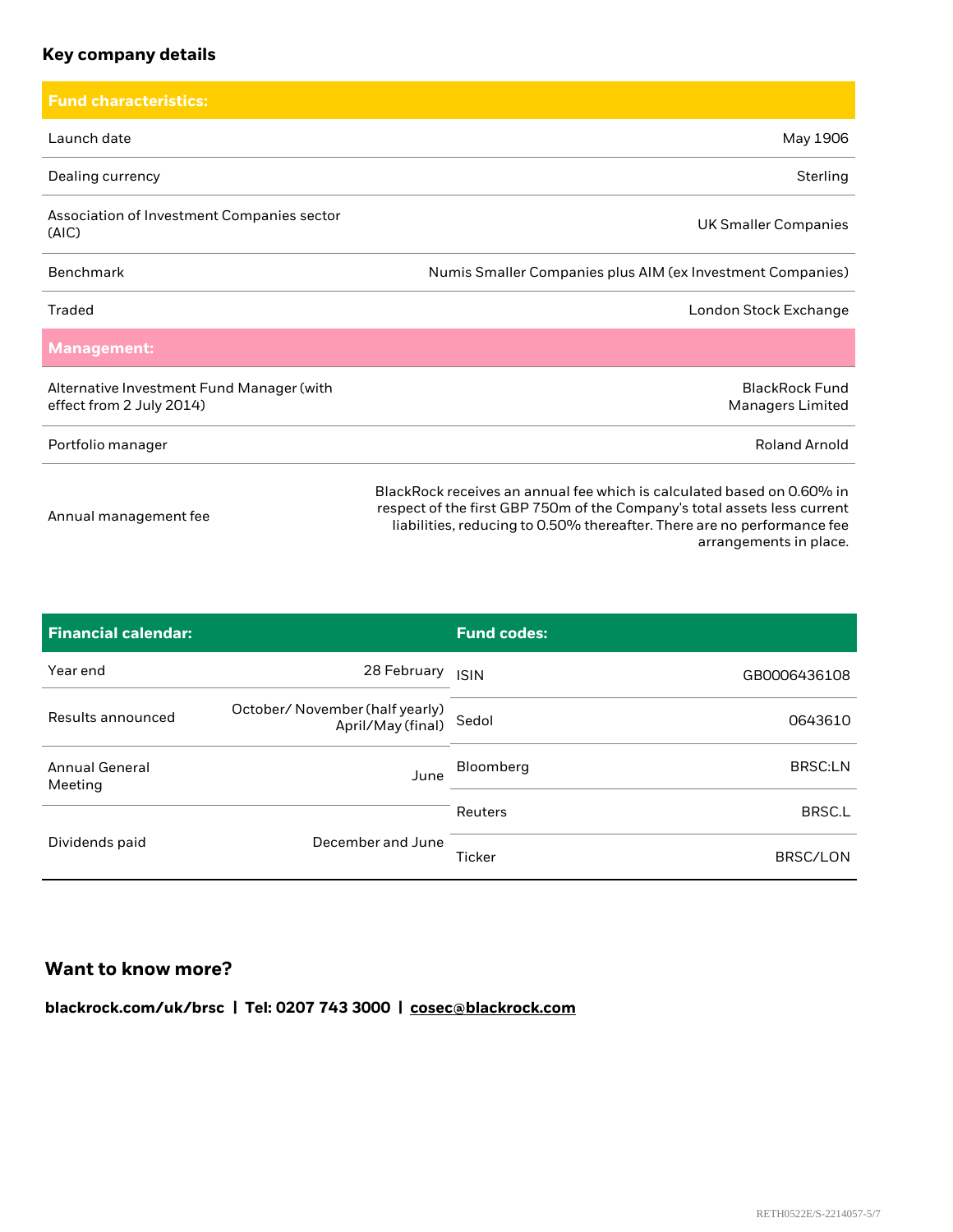## Key company details

| Fund characteristics: | |
|---|---|
| Launch date | May 1906 |
| Dealing currency | Sterling |
| Association of Investment Companies sector (AIC) | UK Smaller Companies |
| Benchmark | Numis Smaller Companies plus AIM (ex Investment Companies) |
| Traded | London Stock Exchange |
| **Management:** | |
| Alternative Investment Fund Manager (with effect from 2 July 2014) | BlackRock Fund Managers Limited |
| Portfolio manager | Roland Arnold |
| Annual management fee | BlackRock receives an annual fee which is calculated based on 0.60% in respect of the first GBP 750m of the Company's total assets less current liabilities, reducing to 0.50% thereafter. There are no performance fee arrangements in place. |

| Financial calendar: | |
|---|---|
| Year end | 28 February |
| Results announced | October/ November (half yearly) April/May (final) |
| Annual General Meeting | June |
| Dividends paid | December and June |

| Fund codes: | |
|---|---|
| ISIN | GB0006436108 |
| Sedol | 0643610 |
| Bloomberg | BRSC:LN |
| Reuters | BRSC.L |
| Ticker | BRSC/LON |

## Want to know more?

**blackrock.com/uk/brsc | Tel: 0207 743 3000 | cosec@blackrock.com**

RETH0522E/S-2214057-5/7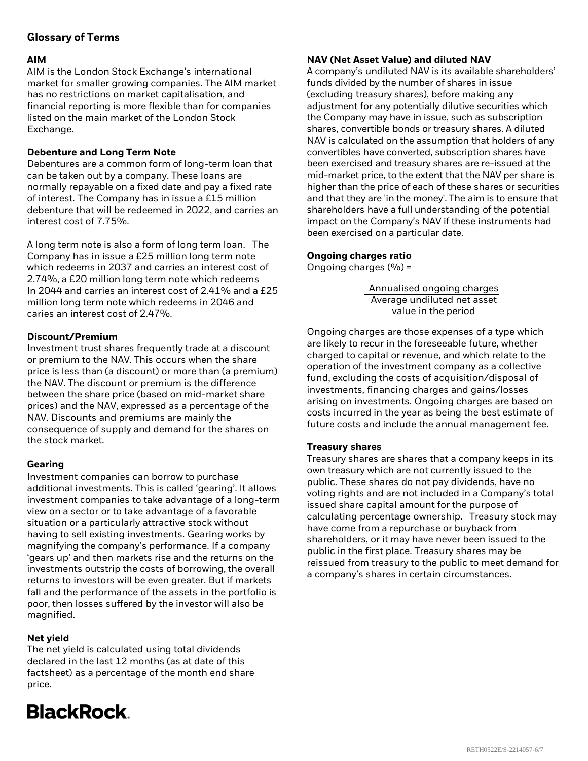## Glossary of Terms

### AIM

AIM is the London Stock Exchange's international market for smaller growing companies. The AIM market has no restrictions on market capitalisation, and financial reporting is more flexible than for companies listed on the main market of the London Stock Exchange.

### Debenture and Long Term Note

Debentures are a common form of long-term loan that can be taken out by a company. These loans are normally repayable on a fixed date and pay a fixed rate of interest. The Company has in issue a £15 million debenture that will be redeemed in 2022, and carries an interest cost of 7.75%.

A long term note is also a form of long term loan. The Company has in issue a £25 million long term note which redeems in 2037 and carries an interest cost of 2.74%, a £20 million long term note which redeems In 2044 and carries an interest cost of 2.41% and a £25 million long term note which redeems in 2046 and caries an interest cost of 2.47%.

### Discount/Premium

Investment trust shares frequently trade at a discount or premium to the NAV. This occurs when the share price is less than (a discount) or more than (a premium) the NAV. The discount or premium is the difference between the share price (based on mid-market share prices) and the NAV, expressed as a percentage of the NAV. Discounts and premiums are mainly the consequence of supply and demand for the shares on the stock market.

### Gearing

Investment companies can borrow to purchase additional investments. This is called 'gearing'. It allows investment companies to take advantage of a long-term view on a sector or to take advantage of a favorable situation or a particularly attractive stock without having to sell existing investments. Gearing works by magnifying the company's performance. If a company 'gears up' and then markets rise and the returns on the investments outstrip the costs of borrowing, the overall returns to investors will be even greater. But if markets fall and the performance of the assets in the portfolio is poor, then losses suffered by the investor will also be magnified.

### Net yield

The net yield is calculated using total dividends declared in the last 12 months (as at date of this factsheet) as a percentage of the month end share price.

### NAV (Net Asset Value) and diluted NAV

A company's undiluted NAV is its available shareholders' funds divided by the number of shares in issue (excluding treasury shares), before making any adjustment for any potentially dilutive securities which the Company may have in issue, such as subscription shares, convertible bonds or treasury shares. A diluted NAV is calculated on the assumption that holders of any convertibles have converted, subscription shares have been exercised and treasury shares are re-issued at the mid-market price, to the extent that the NAV per share is higher than the price of each of these shares or securities and that they are 'in the money'. The aim is to ensure that shareholders have a full understanding of the potential impact on the Company's NAV if these instruments had been exercised on a particular date.

### Ongoing charges ratio

Ongoing charges (%) =

$$\frac{\text{Annualised ongoing charges}}{\text{Average undiluted net asset value in the period}}$$

Ongoing charges are those expenses of a type which are likely to recur in the foreseeable future, whether charged to capital or revenue, and which relate to the operation of the investment company as a collective fund, excluding the costs of acquisition/disposal of investments, financing charges and gains/losses arising on investments. Ongoing charges are based on costs incurred in the year as being the best estimate of future costs and include the annual management fee.

### Treasury shares

Treasury shares are shares that a company keeps in its own treasury which are not currently issued to the public. These shares do not pay dividends, have no voting rights and are not included in a Company's total issued share capital amount for the purpose of calculating percentage ownership. Treasury stock may have come from a repurchase or buyback from shareholders, or it may have never been issued to the public in the first place. Treasury shares may be reissued from treasury to the public to meet demand for a company's shares in certain circumstances.

BlackRock.

RETH0522E/S-2214057-6/7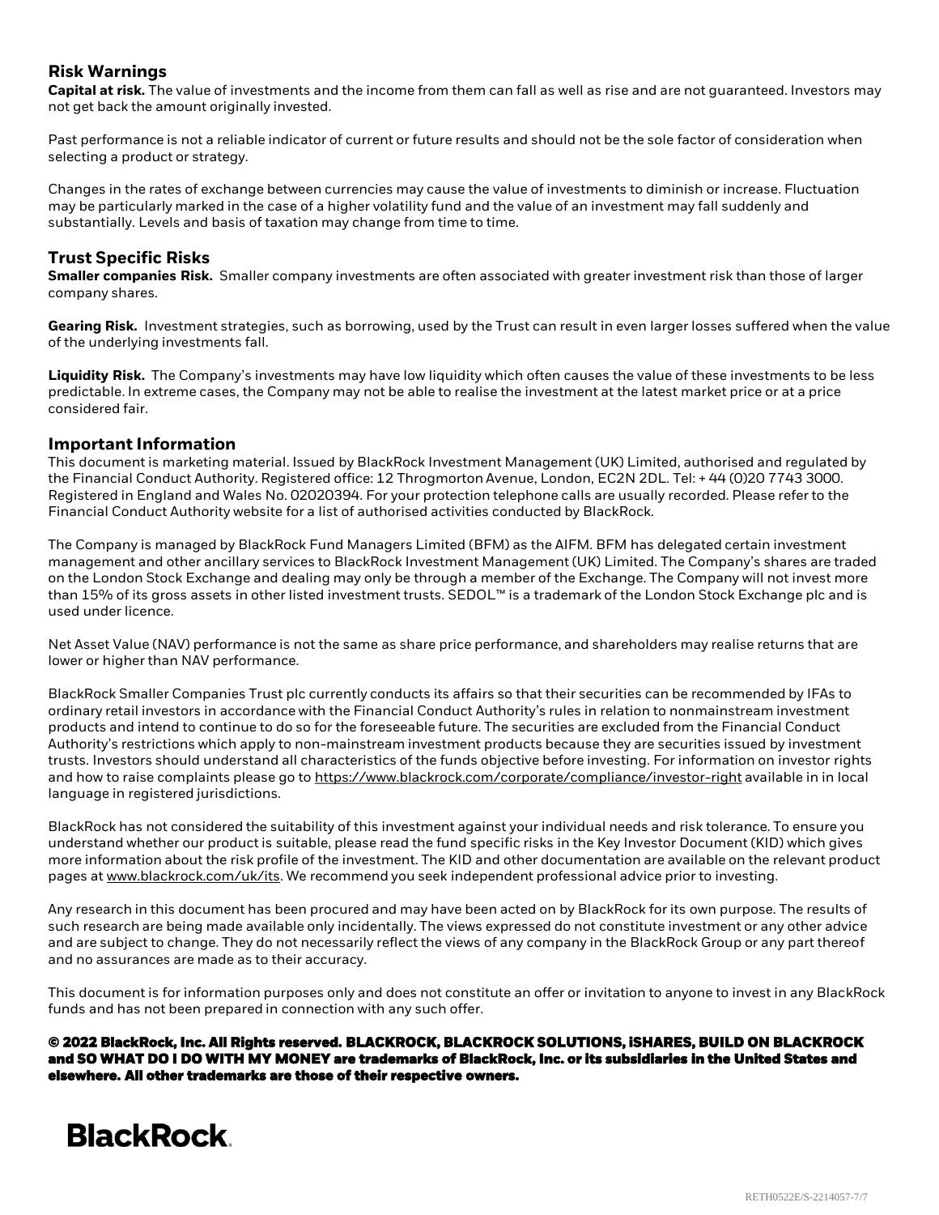## Risk Warnings

**Capital at risk.** The value of investments and the income from them can fall as well as rise and are not guaranteed. Investors may not get back the amount originally invested.

Past performance is not a reliable indicator of current or future results and should not be the sole factor of consideration when selecting a product or strategy.

Changes in the rates of exchange between currencies may cause the value of investments to diminish or increase. Fluctuation may be particularly marked in the case of a higher volatility fund and the value of an investment may fall suddenly and substantially. Levels and basis of taxation may change from time to time.

## Trust Specific Risks

**Smaller companies Risk.** Smaller company investments are often associated with greater investment risk than those of larger company shares.

**Gearing Risk.** Investment strategies, such as borrowing, used by the Trust can result in even larger losses suffered when the value of the underlying investments fall.

**Liquidity Risk.** The Company's investments may have low liquidity which often causes the value of these investments to be less predictable. In extreme cases, the Company may not be able to realise the investment at the latest market price or at a price considered fair.

## Important Information

This document is marketing material. Issued by BlackRock Investment Management (UK) Limited, authorised and regulated by the Financial Conduct Authority. Registered office: 12 Throgmorton Avenue, London, EC2N 2DL. Tel: + 44 (0)20 7743 3000. Registered in England and Wales No. 02020394. For your protection telephone calls are usually recorded. Please refer to the Financial Conduct Authority website for a list of authorised activities conducted by BlackRock.

The Company is managed by BlackRock Fund Managers Limited (BFM) as the AIFM. BFM has delegated certain investment management and other ancillary services to BlackRock Investment Management (UK) Limited. The Company's shares are traded on the London Stock Exchange and dealing may only be through a member of the Exchange. The Company will not invest more than 15% of its gross assets in other listed investment trusts. SEDOL™ is a trademark of the London Stock Exchange plc and is used under licence.

Net Asset Value (NAV) performance is not the same as share price performance, and shareholders may realise returns that are lower or higher than NAV performance.

BlackRock Smaller Companies Trust plc currently conducts its affairs so that their securities can be recommended by IFAs to ordinary retail investors in accordance with the Financial Conduct Authority's rules in relation to nonmainstream investment products and intend to continue to do so for the foreseeable future. The securities are excluded from the Financial Conduct Authority's restrictions which apply to non-mainstream investment products because they are securities issued by investment trusts. Investors should understand all characteristics of the funds objective before investing. For information on investor rights and how to raise complaints please go to https://www.blackrock.com/corporate/compliance/investor-right available in in local language in registered jurisdictions.

BlackRock has not considered the suitability of this investment against your individual needs and risk tolerance. To ensure you understand whether our product is suitable, please read the fund specific risks in the Key Investor Document (KID) which gives more information about the risk profile of the investment. The KID and other documentation are available on the relevant product pages at www.blackrock.com/uk/its. We recommend you seek independent professional advice prior to investing.

Any research in this document has been procured and may have been acted on by BlackRock for its own purpose. The results of such research are being made available only incidentally. The views expressed do not constitute investment or any other advice and are subject to change. They do not necessarily reflect the views of any company in the BlackRock Group or any part thereof and no assurances are made as to their accuracy.

This document is for information purposes only and does not constitute an offer or invitation to anyone to invest in any BlackRock funds and has not been prepared in connection with any such offer.

**© 2022 BlackRock, Inc. All Rights reserved. BLACKROCK, BLACKROCK SOLUTIONS, iSHARES, BUILD ON BLACKROCK and SO WHAT DO I DO WITH MY MONEY are trademarks of BlackRock, Inc. or its subsidiaries in the United States and elsewhere. All other trademarks are those of their respective owners.**

BlackRock.

RETH0522E/S-2214057-7/7